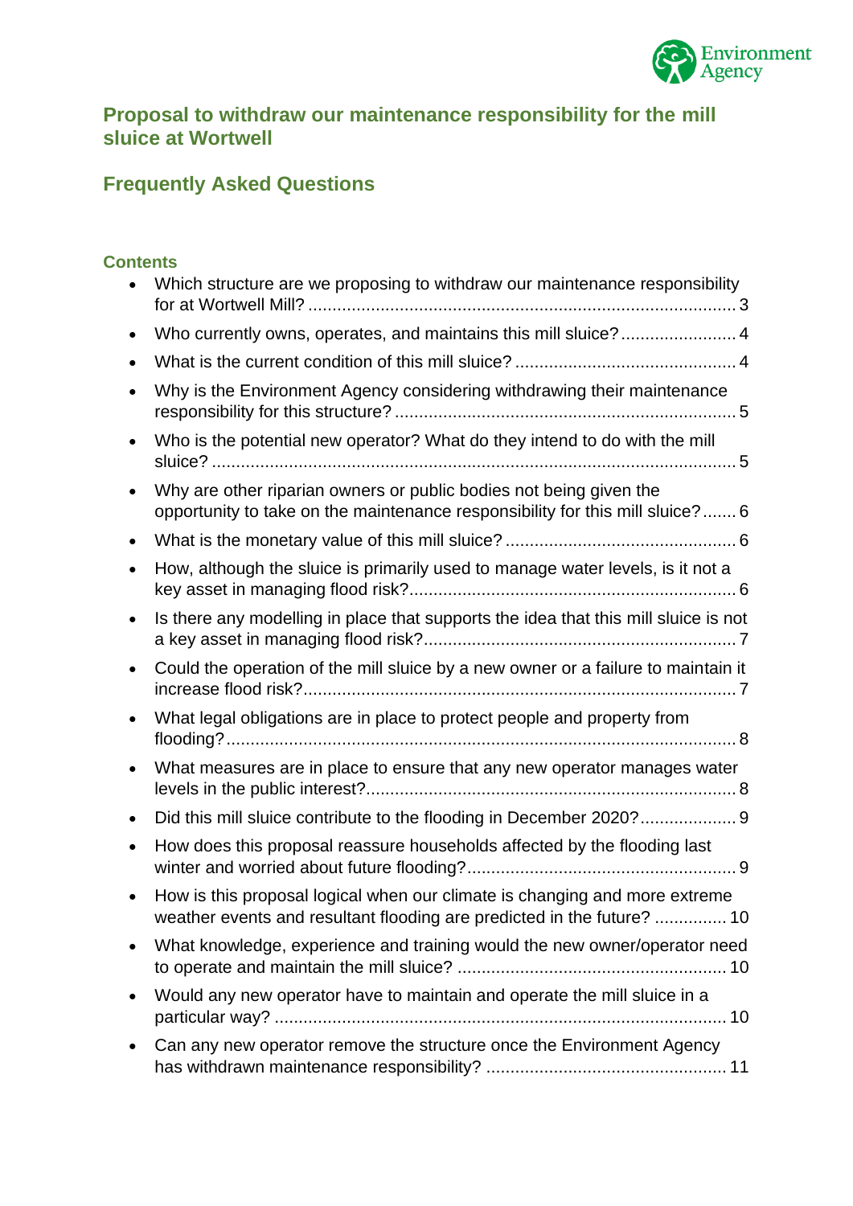# Proposal to withdraw our maintenance responsibility for the mill sluice at Wortwell

## Frequently Asked Questions

### Contents

- Which structure are we proposing to withdraw our maintenance responsibility for at Wortwell Mill? ..... 3
- Who currently owns, operates, and maintains this mill sluice? ..... 4
- What is the current condition of this mill sluice? ..... 4
- Why is the Environment Agency considering withdrawing their maintenance responsibility for this structure? ..... 5
- Who is the potential new operator? What do they intend to do with the mill sluice? ..... 5
- Why are other riparian owners or public bodies not being given the opportunity to take on the maintenance responsibility for this mill sluice? ..... 6
- What is the monetary value of this mill sluice? ..... 6
- How, although the sluice is primarily used to manage water levels, is it not a key asset in managing flood risk? ..... 6
- Is there any modelling in place that supports the idea that this mill sluice is not a key asset in managing flood risk? ..... 7
- Could the operation of the mill sluice by a new owner or a failure to maintain it increase flood risk? ..... 7
- What legal obligations are in place to protect people and property from flooding? ..... 8
- What measures are in place to ensure that any new operator manages water levels in the public interest? ..... 8
- Did this mill sluice contribute to the flooding in December 2020? ..... 9
- How does this proposal reassure households affected by the flooding last winter and worried about future flooding? ..... 9
- How is this proposal logical when our climate is changing and more extreme weather events and resultant flooding are predicted in the future? ..... 10
- What knowledge, experience and training would the new owner/operator need to operate and maintain the mill sluice? ..... 10
- Would any new operator have to maintain and operate the mill sluice in a particular way? ..... 10
- Can any new operator remove the structure once the Environment Agency has withdrawn maintenance responsibility? ..... 11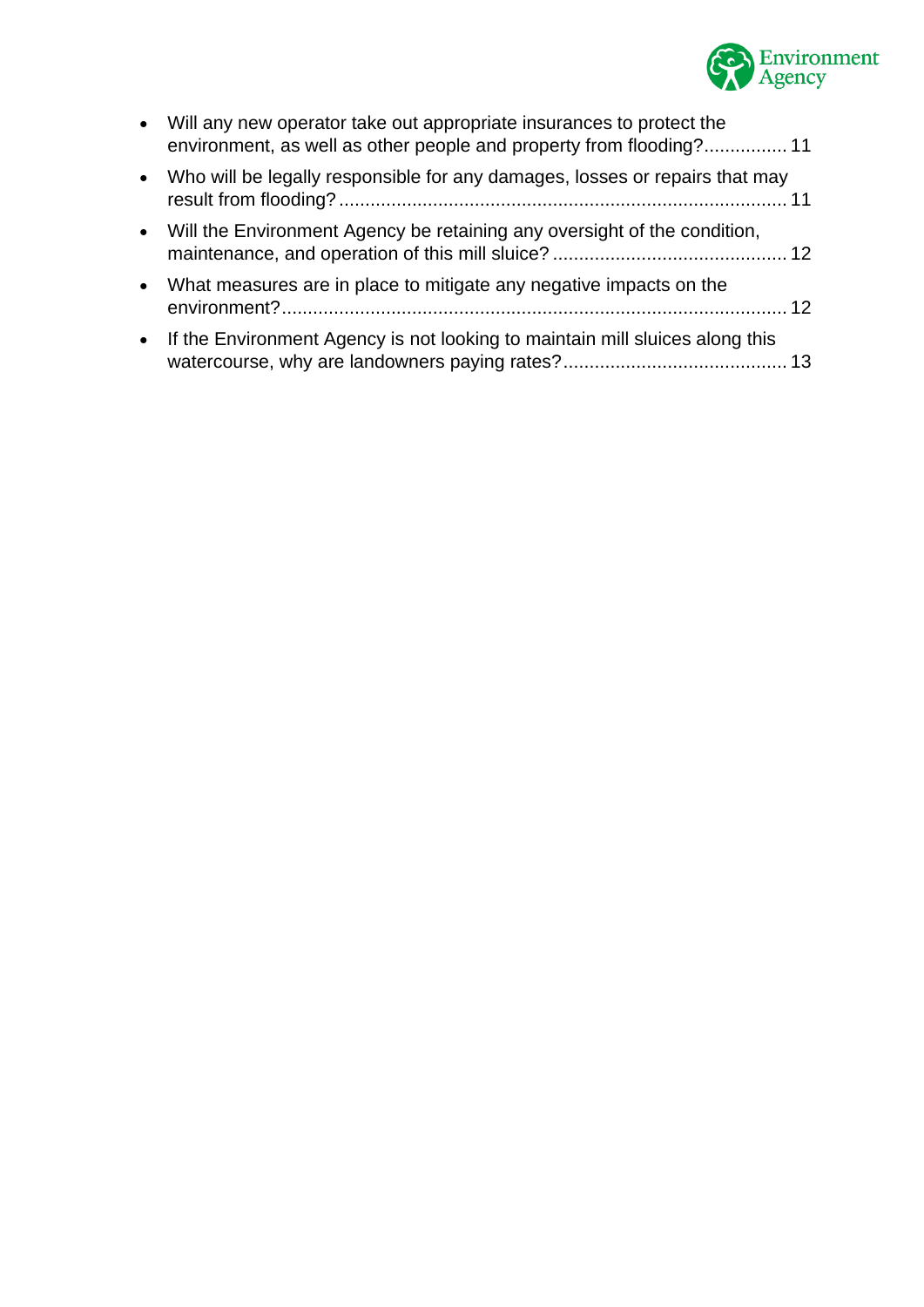- Will any new operator take out appropriate insurances to protect the environment, as well as other people and property from flooding? ................ 11
- Who will be legally responsible for any damages, losses or repairs that may result from flooding? ...................................................................................... 11
- Will the Environment Agency be retaining any oversight of the condition, maintenance, and operation of this mill sluice? ............................................. 12
- What measures are in place to mitigate any negative impacts on the environment? ................................................................................................. 12
- If the Environment Agency is not looking to maintain mill sluices along this watercourse, why are landowners paying rates? ........................................... 13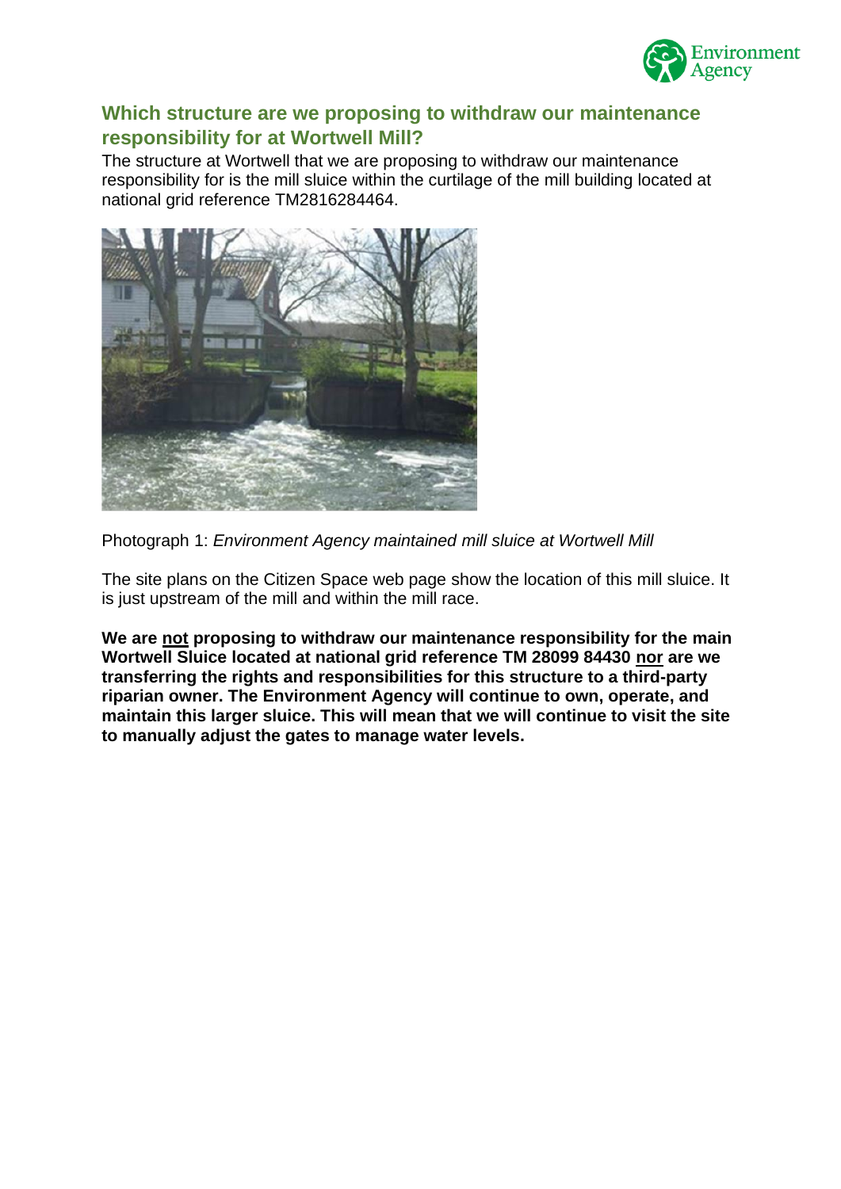## Which structure are we proposing to withdraw our maintenance responsibility for at Wortwell Mill?

The structure at Wortwell that we are proposing to withdraw our maintenance responsibility for is the mill sluice within the curtilage of the mill building located at national grid reference TM2816284464.

Photograph 1: *Environment Agency maintained mill sluice at Wortwell Mill*

The site plans on the Citizen Space web page show the location of this mill sluice. It is just upstream of the mill and within the mill race.

**We are <u>not</u> proposing to withdraw our maintenance responsibility for the main Wortwell Sluice located at national grid reference TM 28099 84430 <u>nor</u> are we transferring the rights and responsibilities for this structure to a third-party riparian owner. The Environment Agency will continue to own, operate, and maintain this larger sluice. This will mean that we will continue to visit the site to manually adjust the gates to manage water levels.**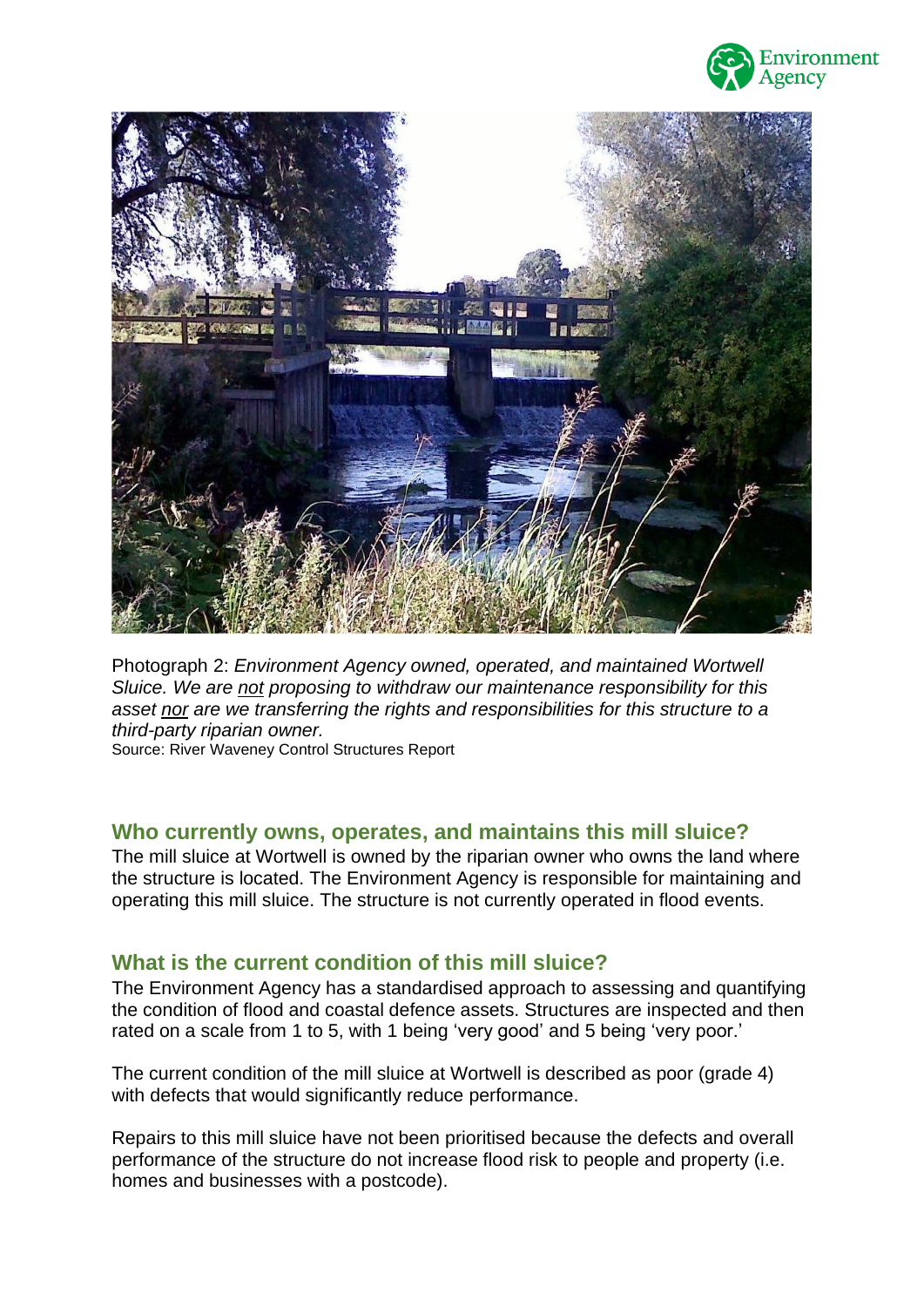Photograph 2: *Environment Agency owned, operated, and maintained Wortwell Sluice. We are not proposing to withdraw our maintenance responsibility for this asset nor are we transferring the rights and responsibilities for this structure to a third-party riparian owner.*
Source: River Waveney Control Structures Report

## Who currently owns, operates, and maintains this mill sluice?

The mill sluice at Wortwell is owned by the riparian owner who owns the land where the structure is located. The Environment Agency is responsible for maintaining and operating this mill sluice. The structure is not currently operated in flood events.

## What is the current condition of this mill sluice?

The Environment Agency has a standardised approach to assessing and quantifying the condition of flood and coastal defence assets. Structures are inspected and then rated on a scale from 1 to 5, with 1 being 'very good' and 5 being 'very poor.'

The current condition of the mill sluice at Wortwell is described as poor (grade 4) with defects that would significantly reduce performance.

Repairs to this mill sluice have not been prioritised because the defects and overall performance of the structure do not increase flood risk to people and property (i.e. homes and businesses with a postcode).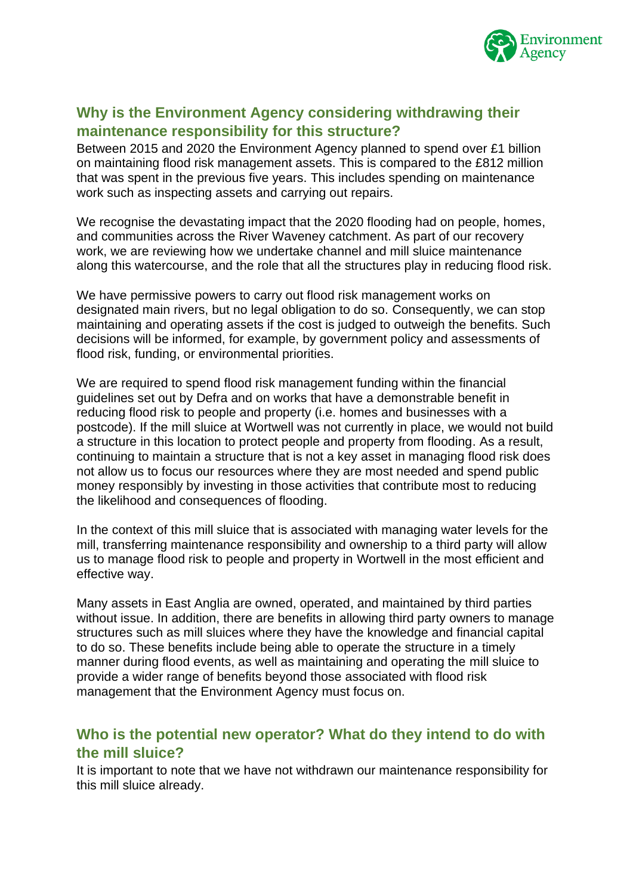## Why is the Environment Agency considering withdrawing their maintenance responsibility for this structure?

Between 2015 and 2020 the Environment Agency planned to spend over £1 billion on maintaining flood risk management assets. This is compared to the £812 million that was spent in the previous five years. This includes spending on maintenance work such as inspecting assets and carrying out repairs.

We recognise the devastating impact that the 2020 flooding had on people, homes, and communities across the River Waveney catchment. As part of our recovery work, we are reviewing how we undertake channel and mill sluice maintenance along this watercourse, and the role that all the structures play in reducing flood risk.

We have permissive powers to carry out flood risk management works on designated main rivers, but no legal obligation to do so. Consequently, we can stop maintaining and operating assets if the cost is judged to outweigh the benefits. Such decisions will be informed, for example, by government policy and assessments of flood risk, funding, or environmental priorities.

We are required to spend flood risk management funding within the financial guidelines set out by Defra and on works that have a demonstrable benefit in reducing flood risk to people and property (i.e. homes and businesses with a postcode). If the mill sluice at Wortwell was not currently in place, we would not build a structure in this location to protect people and property from flooding. As a result, continuing to maintain a structure that is not a key asset in managing flood risk does not allow us to focus our resources where they are most needed and spend public money responsibly by investing in those activities that contribute most to reducing the likelihood and consequences of flooding.

In the context of this mill sluice that is associated with managing water levels for the mill, transferring maintenance responsibility and ownership to a third party will allow us to manage flood risk to people and property in Wortwell in the most efficient and effective way.

Many assets in East Anglia are owned, operated, and maintained by third parties without issue. In addition, there are benefits in allowing third party owners to manage structures such as mill sluices where they have the knowledge and financial capital to do so. These benefits include being able to operate the structure in a timely manner during flood events, as well as maintaining and operating the mill sluice to provide a wider range of benefits beyond those associated with flood risk management that the Environment Agency must focus on.

## Who is the potential new operator? What do they intend to do with the mill sluice?

It is important to note that we have not withdrawn our maintenance responsibility for this mill sluice already.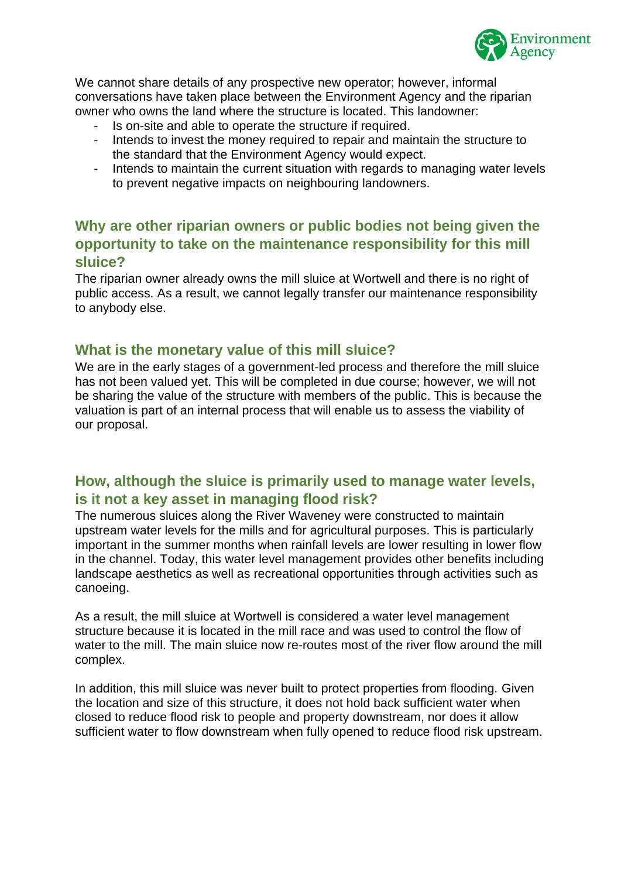We cannot share details of any prospective new operator; however, informal conversations have taken place between the Environment Agency and the riparian owner who owns the land where the structure is located. This landowner:

- Is on-site and able to operate the structure if required.
- Intends to invest the money required to repair and maintain the structure to the standard that the Environment Agency would expect.
- Intends to maintain the current situation with regards to managing water levels to prevent negative impacts on neighbouring landowners.

## Why are other riparian owners or public bodies not being given the opportunity to take on the maintenance responsibility for this mill sluice?

The riparian owner already owns the mill sluice at Wortwell and there is no right of public access. As a result, we cannot legally transfer our maintenance responsibility to anybody else.

## What is the monetary value of this mill sluice?

We are in the early stages of a government-led process and therefore the mill sluice has not been valued yet. This will be completed in due course; however, we will not be sharing the value of the structure with members of the public. This is because the valuation is part of an internal process that will enable us to assess the viability of our proposal.

## How, although the sluice is primarily used to manage water levels, is it not a key asset in managing flood risk?

The numerous sluices along the River Waveney were constructed to maintain upstream water levels for the mills and for agricultural purposes. This is particularly important in the summer months when rainfall levels are lower resulting in lower flow in the channel. Today, this water level management provides other benefits including landscape aesthetics as well as recreational opportunities through activities such as canoeing.

As a result, the mill sluice at Wortwell is considered a water level management structure because it is located in the mill race and was used to control the flow of water to the mill. The main sluice now re-routes most of the river flow around the mill complex.

In addition, this mill sluice was never built to protect properties from flooding. Given the location and size of this structure, it does not hold back sufficient water when closed to reduce flood risk to people and property downstream, nor does it allow sufficient water to flow downstream when fully opened to reduce flood risk upstream.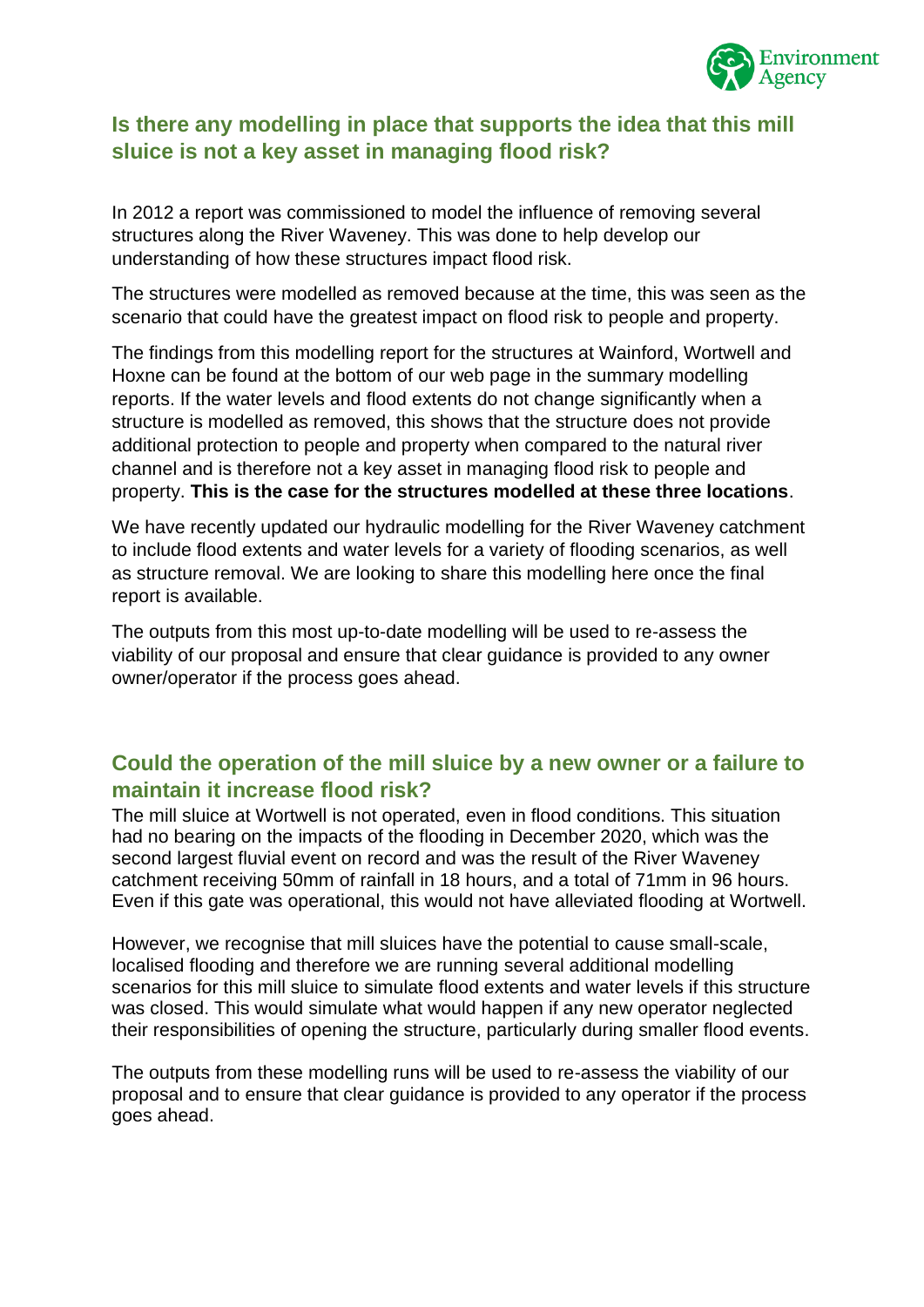## Is there any modelling in place that supports the idea that this mill sluice is not a key asset in managing flood risk?

In 2012 a report was commissioned to model the influence of removing several structures along the River Waveney. This was done to help develop our understanding of how these structures impact flood risk.

The structures were modelled as removed because at the time, this was seen as the scenario that could have the greatest impact on flood risk to people and property.

The findings from this modelling report for the structures at Wainford, Wortwell and Hoxne can be found at the bottom of our web page in the summary modelling reports. If the water levels and flood extents do not change significantly when a structure is modelled as removed, this shows that the structure does not provide additional protection to people and property when compared to the natural river channel and is therefore not a key asset in managing flood risk to people and property. **This is the case for the structures modelled at these three locations**.

We have recently updated our hydraulic modelling for the River Waveney catchment to include flood extents and water levels for a variety of flooding scenarios, as well as structure removal. We are looking to share this modelling here once the final report is available.

The outputs from this most up-to-date modelling will be used to re-assess the viability of our proposal and ensure that clear guidance is provided to any owner owner/operator if the process goes ahead.

## Could the operation of the mill sluice by a new owner or a failure to maintain it increase flood risk?

The mill sluice at Wortwell is not operated, even in flood conditions. This situation had no bearing on the impacts of the flooding in December 2020, which was the second largest fluvial event on record and was the result of the River Waveney catchment receiving 50mm of rainfall in 18 hours, and a total of 71mm in 96 hours. Even if this gate was operational, this would not have alleviated flooding at Wortwell.

However, we recognise that mill sluices have the potential to cause small-scale, localised flooding and therefore we are running several additional modelling scenarios for this mill sluice to simulate flood extents and water levels if this structure was closed. This would simulate what would happen if any new operator neglected their responsibilities of opening the structure, particularly during smaller flood events.

The outputs from these modelling runs will be used to re-assess the viability of our proposal and to ensure that clear guidance is provided to any operator if the process goes ahead.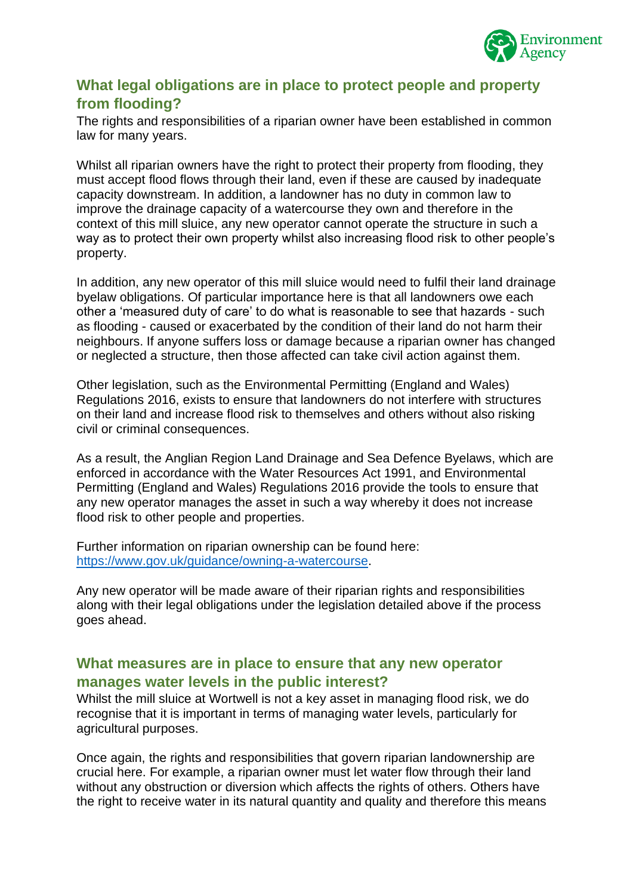## What legal obligations are in place to protect people and property from flooding?

The rights and responsibilities of a riparian owner have been established in common law for many years.

Whilst all riparian owners have the right to protect their property from flooding, they must accept flood flows through their land, even if these are caused by inadequate capacity downstream. In addition, a landowner has no duty in common law to improve the drainage capacity of a watercourse they own and therefore in the context of this mill sluice, any new operator cannot operate the structure in such a way as to protect their own property whilst also increasing flood risk to other people's property.

In addition, any new operator of this mill sluice would need to fulfil their land drainage byelaw obligations. Of particular importance here is that all landowners owe each other a 'measured duty of care' to do what is reasonable to see that hazards - such as flooding - caused or exacerbated by the condition of their land do not harm their neighbours. If anyone suffers loss or damage because a riparian owner has changed or neglected a structure, then those affected can take civil action against them.

Other legislation, such as the Environmental Permitting (England and Wales) Regulations 2016, exists to ensure that landowners do not interfere with structures on their land and increase flood risk to themselves and others without also risking civil or criminal consequences.

As a result, the Anglian Region Land Drainage and Sea Defence Byelaws, which are enforced in accordance with the Water Resources Act 1991, and Environmental Permitting (England and Wales) Regulations 2016 provide the tools to ensure that any new operator manages the asset in such a way whereby it does not increase flood risk to other people and properties.

Further information on riparian ownership can be found here: [https://www.gov.uk/guidance/owning-a-watercourse](https://www.gov.uk/guidance/owning-a-watercourse).

Any new operator will be made aware of their riparian rights and responsibilities along with their legal obligations under the legislation detailed above if the process goes ahead.

## What measures are in place to ensure that any new operator manages water levels in the public interest?

Whilst the mill sluice at Wortwell is not a key asset in managing flood risk, we do recognise that it is important in terms of managing water levels, particularly for agricultural purposes.

Once again, the rights and responsibilities that govern riparian landownership are crucial here. For example, a riparian owner must let water flow through their land without any obstruction or diversion which affects the rights of others. Others have the right to receive water in its natural quantity and quality and therefore this means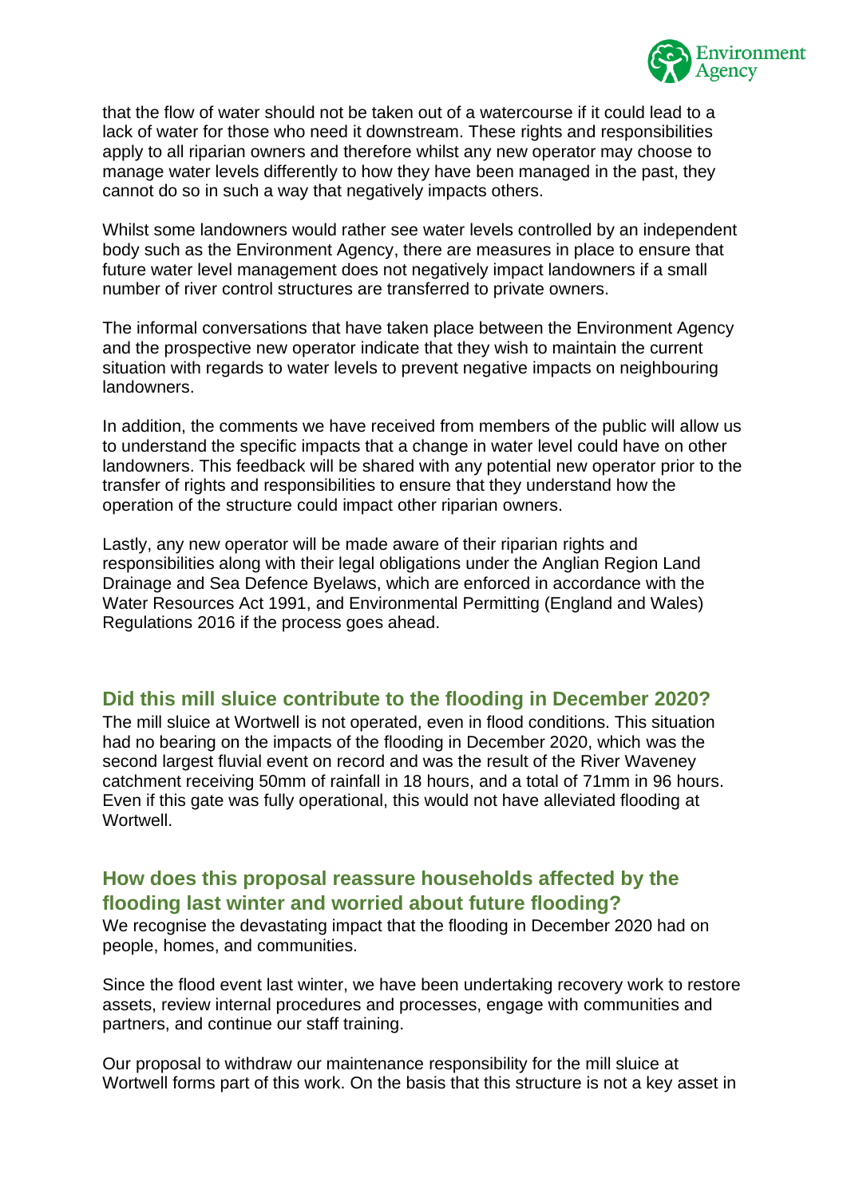that the flow of water should not be taken out of a watercourse if it could lead to a lack of water for those who need it downstream. These rights and responsibilities apply to all riparian owners and therefore whilst any new operator may choose to manage water levels differently to how they have been managed in the past, they cannot do so in such a way that negatively impacts others.

Whilst some landowners would rather see water levels controlled by an independent body such as the Environment Agency, there are measures in place to ensure that future water level management does not negatively impact landowners if a small number of river control structures are transferred to private owners.

The informal conversations that have taken place between the Environment Agency and the prospective new operator indicate that they wish to maintain the current situation with regards to water levels to prevent negative impacts on neighbouring landowners.

In addition, the comments we have received from members of the public will allow us to understand the specific impacts that a change in water level could have on other landowners. This feedback will be shared with any potential new operator prior to the transfer of rights and responsibilities to ensure that they understand how the operation of the structure could impact other riparian owners.

Lastly, any new operator will be made aware of their riparian rights and responsibilities along with their legal obligations under the Anglian Region Land Drainage and Sea Defence Byelaws, which are enforced in accordance with the Water Resources Act 1991, and Environmental Permitting (England and Wales) Regulations 2016 if the process goes ahead.

## Did this mill sluice contribute to the flooding in December 2020?

The mill sluice at Wortwell is not operated, even in flood conditions. This situation had no bearing on the impacts of the flooding in December 2020, which was the second largest fluvial event on record and was the result of the River Waveney catchment receiving 50mm of rainfall in 18 hours, and a total of 71mm in 96 hours. Even if this gate was fully operational, this would not have alleviated flooding at Wortwell.

## How does this proposal reassure households affected by the flooding last winter and worried about future flooding?

We recognise the devastating impact that the flooding in December 2020 had on people, homes, and communities.

Since the flood event last winter, we have been undertaking recovery work to restore assets, review internal procedures and processes, engage with communities and partners, and continue our staff training.

Our proposal to withdraw our maintenance responsibility for the mill sluice at Wortwell forms part of this work. On the basis that this structure is not a key asset in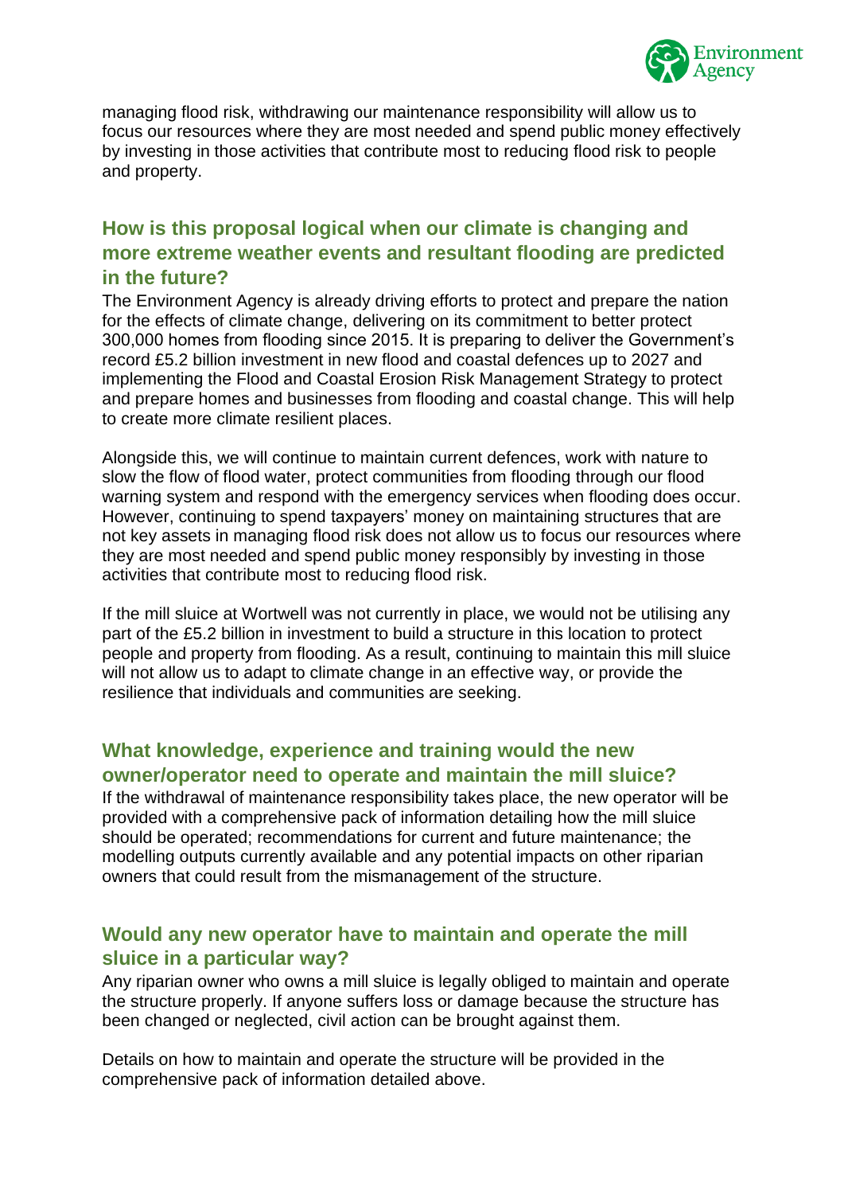managing flood risk, withdrawing our maintenance responsibility will allow us to focus our resources where they are most needed and spend public money effectively by investing in those activities that contribute most to reducing flood risk to people and property.

## How is this proposal logical when our climate is changing and more extreme weather events and resultant flooding are predicted in the future?

The Environment Agency is already driving efforts to protect and prepare the nation for the effects of climate change, delivering on its commitment to better protect 300,000 homes from flooding since 2015. It is preparing to deliver the Government's record £5.2 billion investment in new flood and coastal defences up to 2027 and implementing the Flood and Coastal Erosion Risk Management Strategy to protect and prepare homes and businesses from flooding and coastal change. This will help to create more climate resilient places.

Alongside this, we will continue to maintain current defences, work with nature to slow the flow of flood water, protect communities from flooding through our flood warning system and respond with the emergency services when flooding does occur. However, continuing to spend taxpayers' money on maintaining structures that are not key assets in managing flood risk does not allow us to focus our resources where they are most needed and spend public money responsibly by investing in those activities that contribute most to reducing flood risk.

If the mill sluice at Wortwell was not currently in place, we would not be utilising any part of the £5.2 billion in investment to build a structure in this location to protect people and property from flooding. As a result, continuing to maintain this mill sluice will not allow us to adapt to climate change in an effective way, or provide the resilience that individuals and communities are seeking.

## What knowledge, experience and training would the new owner/operator need to operate and maintain the mill sluice?

If the withdrawal of maintenance responsibility takes place, the new operator will be provided with a comprehensive pack of information detailing how the mill sluice should be operated; recommendations for current and future maintenance; the modelling outputs currently available and any potential impacts on other riparian owners that could result from the mismanagement of the structure.

## Would any new operator have to maintain and operate the mill sluice in a particular way?

Any riparian owner who owns a mill sluice is legally obliged to maintain and operate the structure properly. If anyone suffers loss or damage because the structure has been changed or neglected, civil action can be brought against them.

Details on how to maintain and operate the structure will be provided in the comprehensive pack of information detailed above.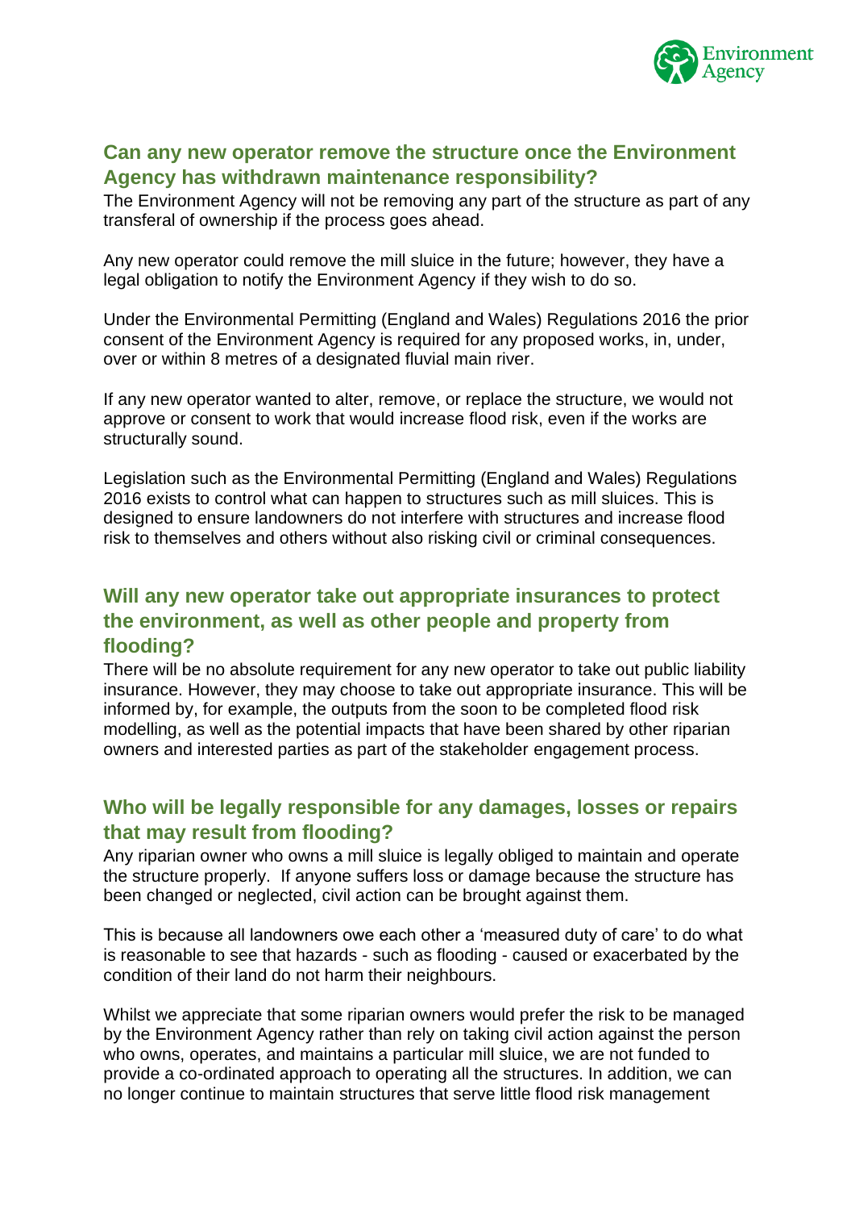## Can any new operator remove the structure once the Environment Agency has withdrawn maintenance responsibility?

The Environment Agency will not be removing any part of the structure as part of any transferal of ownership if the process goes ahead.

Any new operator could remove the mill sluice in the future; however, they have a legal obligation to notify the Environment Agency if they wish to do so.

Under the Environmental Permitting (England and Wales) Regulations 2016 the prior consent of the Environment Agency is required for any proposed works, in, under, over or within 8 metres of a designated fluvial main river.

If any new operator wanted to alter, remove, or replace the structure, we would not approve or consent to work that would increase flood risk, even if the works are structurally sound.

Legislation such as the Environmental Permitting (England and Wales) Regulations 2016 exists to control what can happen to structures such as mill sluices. This is designed to ensure landowners do not interfere with structures and increase flood risk to themselves and others without also risking civil or criminal consequences.

## Will any new operator take out appropriate insurances to protect the environment, as well as other people and property from flooding?

There will be no absolute requirement for any new operator to take out public liability insurance. However, they may choose to take out appropriate insurance. This will be informed by, for example, the outputs from the soon to be completed flood risk modelling, as well as the potential impacts that have been shared by other riparian owners and interested parties as part of the stakeholder engagement process.

## Who will be legally responsible for any damages, losses or repairs that may result from flooding?

Any riparian owner who owns a mill sluice is legally obliged to maintain and operate the structure properly. If anyone suffers loss or damage because the structure has been changed or neglected, civil action can be brought against them.

This is because all landowners owe each other a 'measured duty of care' to do what is reasonable to see that hazards - such as flooding - caused or exacerbated by the condition of their land do not harm their neighbours.

Whilst we appreciate that some riparian owners would prefer the risk to be managed by the Environment Agency rather than rely on taking civil action against the person who owns, operates, and maintains a particular mill sluice, we are not funded to provide a co-ordinated approach to operating all the structures. In addition, we can no longer continue to maintain structures that serve little flood risk management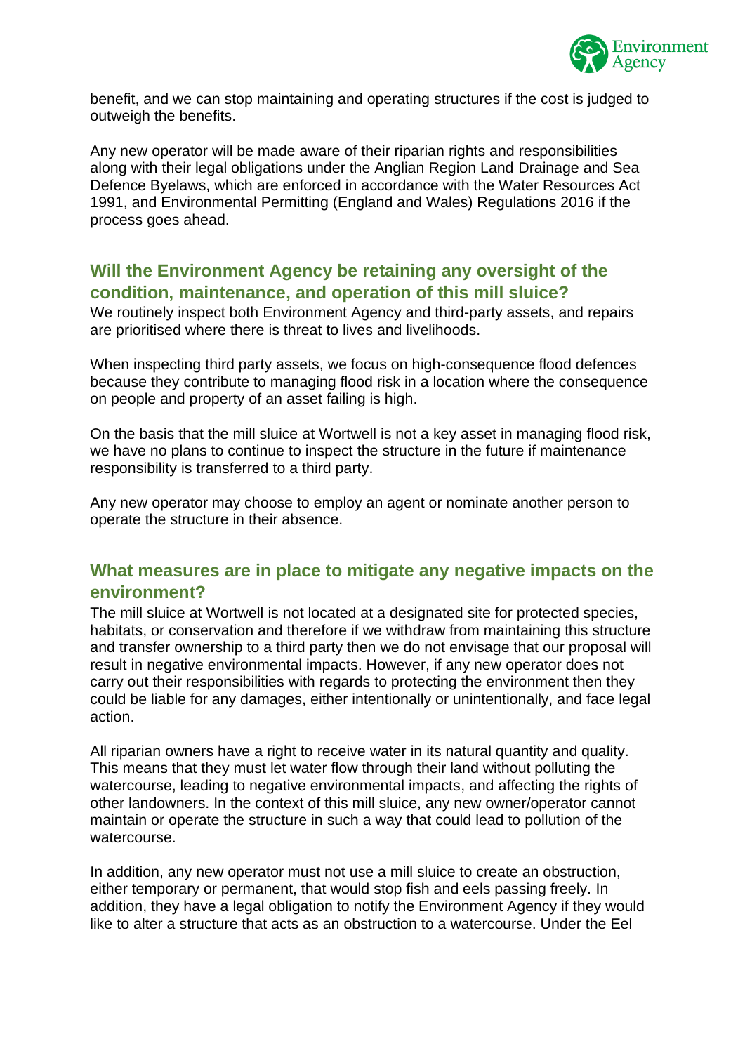benefit, and we can stop maintaining and operating structures if the cost is judged to outweigh the benefits.

Any new operator will be made aware of their riparian rights and responsibilities along with their legal obligations under the Anglian Region Land Drainage and Sea Defence Byelaws, which are enforced in accordance with the Water Resources Act 1991, and Environmental Permitting (England and Wales) Regulations 2016 if the process goes ahead.

## Will the Environment Agency be retaining any oversight of the condition, maintenance, and operation of this mill sluice?

We routinely inspect both Environment Agency and third-party assets, and repairs are prioritised where there is threat to lives and livelihoods.

When inspecting third party assets, we focus on high-consequence flood defences because they contribute to managing flood risk in a location where the consequence on people and property of an asset failing is high.

On the basis that the mill sluice at Wortwell is not a key asset in managing flood risk, we have no plans to continue to inspect the structure in the future if maintenance responsibility is transferred to a third party.

Any new operator may choose to employ an agent or nominate another person to operate the structure in their absence.

## What measures are in place to mitigate any negative impacts on the environment?

The mill sluice at Wortwell is not located at a designated site for protected species, habitats, or conservation and therefore if we withdraw from maintaining this structure and transfer ownership to a third party then we do not envisage that our proposal will result in negative environmental impacts. However, if any new operator does not carry out their responsibilities with regards to protecting the environment then they could be liable for any damages, either intentionally or unintentionally, and face legal action.

All riparian owners have a right to receive water in its natural quantity and quality. This means that they must let water flow through their land without polluting the watercourse, leading to negative environmental impacts, and affecting the rights of other landowners. In the context of this mill sluice, any new owner/operator cannot maintain or operate the structure in such a way that could lead to pollution of the watercourse.

In addition, any new operator must not use a mill sluice to create an obstruction, either temporary or permanent, that would stop fish and eels passing freely. In addition, they have a legal obligation to notify the Environment Agency if they would like to alter a structure that acts as an obstruction to a watercourse. Under the Eel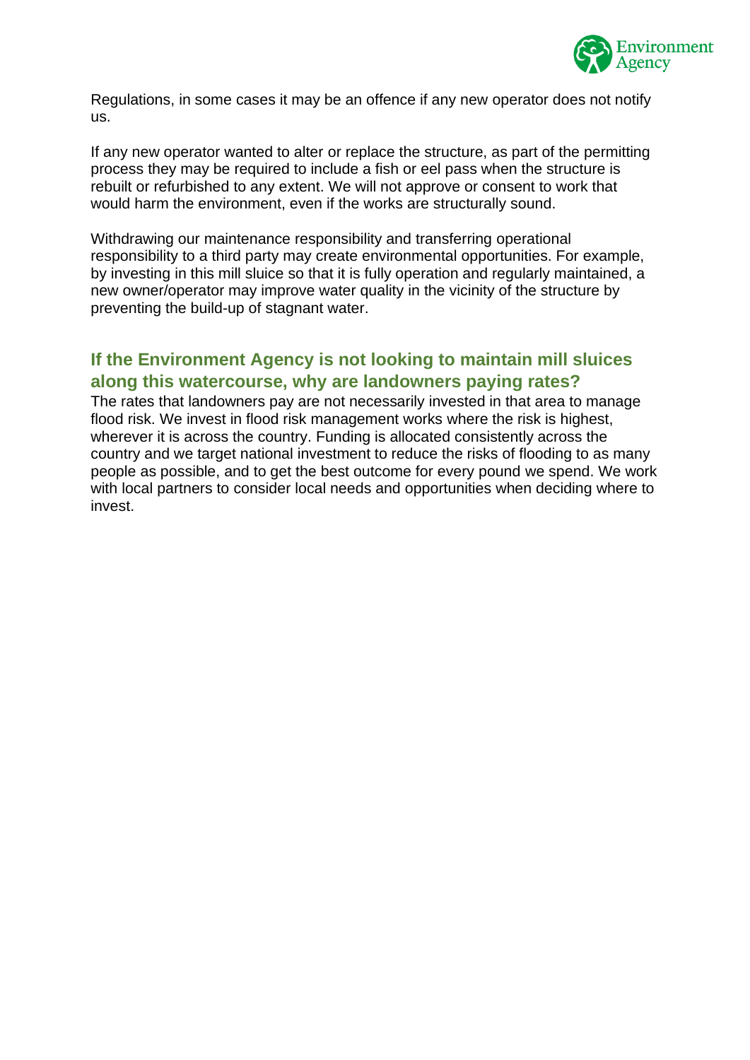Regulations, in some cases it may be an offence if any new operator does not notify us.

If any new operator wanted to alter or replace the structure, as part of the permitting process they may be required to include a fish or eel pass when the structure is rebuilt or refurbished to any extent. We will not approve or consent to work that would harm the environment, even if the works are structurally sound.

Withdrawing our maintenance responsibility and transferring operational responsibility to a third party may create environmental opportunities. For example, by investing in this mill sluice so that it is fully operation and regularly maintained, a new owner/operator may improve water quality in the vicinity of the structure by preventing the build-up of stagnant water.

## If the Environment Agency is not looking to maintain mill sluices along this watercourse, why are landowners paying rates?

The rates that landowners pay are not necessarily invested in that area to manage flood risk. We invest in flood risk management works where the risk is highest, wherever it is across the country. Funding is allocated consistently across the country and we target national investment to reduce the risks of flooding to as many people as possible, and to get the best outcome for every pound we spend. We work with local partners to consider local needs and opportunities when deciding where to invest.